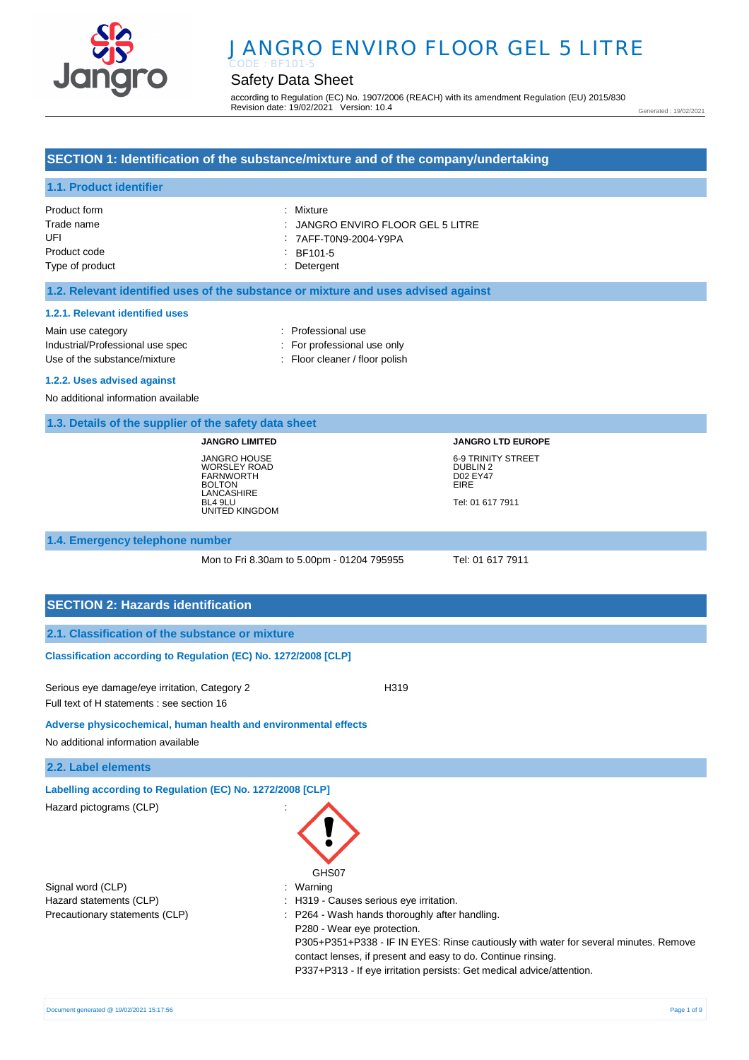# JANGRO ENVIRO FLOOR GEL 5 LITRE

CODE : BF101-5

## Safety Data Sheet

according to Regulation (EC) No. 1907/2006 (REACH) with its amendment Regulation (EU) 2015/830
Revision date: 19/02/2021 Version: 10.4

Generated : 19/02/2021

## SECTION 1: Identification of the substance/mixture and of the company/undertaking

### 1.1. Product identifier

| | |
|---|---|
| Product form | : Mixture |
| Trade name | : JANGRO ENVIRO FLOOR GEL 5 LITRE |
| UFI | : 7AFF-T0N9-2004-Y9PA |
| Product code | : BF101-5 |
| Type of product | : Detergent |

### 1.2. Relevant identified uses of the substance or mixture and uses advised against

#### 1.2.1. Relevant identified uses

| | |
|---|---|
| Main use category | : Professional use |
| Industrial/Professional use spec | : For professional use only |
| Use of the substance/mixture | : Floor cleaner / floor polish |

#### 1.2.2. Uses advised against

No additional information available

### 1.3. Details of the supplier of the safety data sheet

**JANGRO LIMITED**

JANGRO HOUSE
WORSLEY ROAD
FARNWORTH
BOLTON
LANCASHIRE
BL4 9LU
UNITED KINGDOM

**JANGRO LTD EUROPE**

6-9 TRINITY STREET
DUBLIN 2
D02 EY47
EIRE

Tel: 01 617 7911

### 1.4. Emergency telephone number

Mon to Fri 8.30am to 5.00pm - 01204 795955

Tel: 01 617 7911

## SECTION 2: Hazards identification

### 2.1. Classification of the substance or mixture

**Classification according to Regulation (EC) No. 1272/2008 [CLP]**

Serious eye damage/eye irritation, Category 2 H319

Full text of H statements : see section 16

**Adverse physicochemical, human health and environmental effects**

No additional information available

### 2.2. Label elements

**Labelling according to Regulation (EC) No. 1272/2008 [CLP]**

Hazard pictograms (CLP) :

GHS07

| | |
|---|---|
| Signal word (CLP) | : Warning |
| Hazard statements (CLP) | : H319 - Causes serious eye irritation. |
| Precautionary statements (CLP) | : P264 - Wash hands thoroughly after handling.<br>P280 - Wear eye protection.<br>P305+P351+P338 - IF IN EYES: Rinse cautiously with water for several minutes. Remove contact lenses, if present and easy to do. Continue rinsing.<br>P337+P313 - If eye irritation persists: Get medical advice/attention. |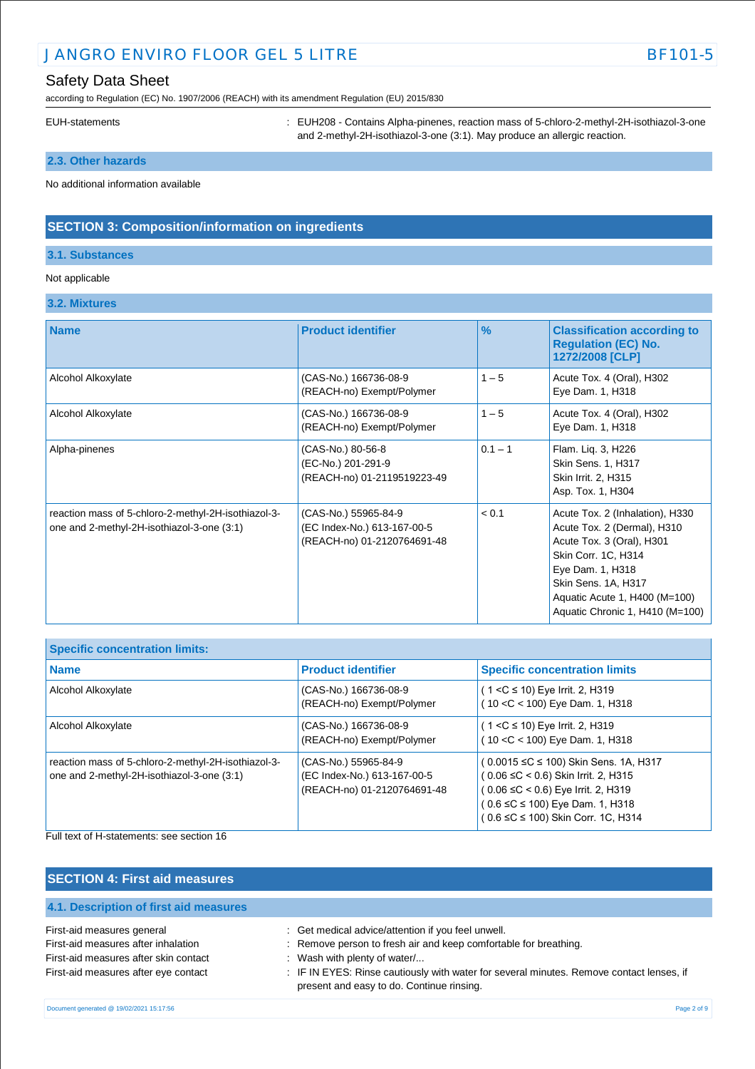EUH-statements : EUH208 - Contains Alpha-pinenes, reaction mass of 5-chloro-2-methyl-2H-isothiazol-3-one and 2-methyl-2H-isothiazol-3-one (3:1). May produce an allergic reaction.

### 2.3. Other hazards

No additional information available

## SECTION 3: Composition/information on ingredients

### 3.1. Substances

Not applicable

### 3.2. Mixtures

| Name | Product identifier | % | Classification according to Regulation (EC) No. 1272/2008 [CLP] |
|---|---|---|---|
| Alcohol Alkoxylate | (CAS-No.) 166736-08-9<br>(REACH-no) Exempt/Polymer | 1 – 5 | Acute Tox. 4 (Oral), H302<br>Eye Dam. 1, H318 |
| Alcohol Alkoxylate | (CAS-No.) 166736-08-9<br>(REACH-no) Exempt/Polymer | 1 – 5 | Acute Tox. 4 (Oral), H302<br>Eye Dam. 1, H318 |
| Alpha-pinenes | (CAS-No.) 80-56-8<br>(EC-No.) 201-291-9<br>(REACH-no) 01-2119519223-49 | 0.1 – 1 | Flam. Liq. 3, H226<br>Skin Sens. 1, H317<br>Skin Irrit. 2, H315<br>Asp. Tox. 1, H304 |
| reaction mass of 5-chloro-2-methyl-2H-isothiazol-3-one and 2-methyl-2H-isothiazol-3-one (3:1) | (CAS-No.) 55965-84-9<br>(EC Index-No.) 613-167-00-5<br>(REACH-no) 01-2120764691-48 | < 0.1 | Acute Tox. 2 (Inhalation), H330<br>Acute Tox. 2 (Dermal), H310<br>Acute Tox. 3 (Oral), H301<br>Skin Corr. 1C, H314<br>Eye Dam. 1, H318<br>Skin Sens. 1A, H317<br>Aquatic Acute 1, H400 (M=100)<br>Aquatic Chronic 1, H410 (M=100) |

**Specific concentration limits:**

| Name | Product identifier | Specific concentration limits |
|---|---|---|
| Alcohol Alkoxylate | (CAS-No.) 166736-08-9<br>(REACH-no) Exempt/Polymer | ( 1 <C ≤ 10) Eye Irrit. 2, H319<br>( 10 <C < 100) Eye Dam. 1, H318 |
| Alcohol Alkoxylate | (CAS-No.) 166736-08-9<br>(REACH-no) Exempt/Polymer | ( 1 <C ≤ 10) Eye Irrit. 2, H319<br>( 10 <C < 100) Eye Dam. 1, H318 |
| reaction mass of 5-chloro-2-methyl-2H-isothiazol-3-one and 2-methyl-2H-isothiazol-3-one (3:1) | (CAS-No.) 55965-84-9<br>(EC Index-No.) 613-167-00-5<br>(REACH-no) 01-2120764691-48 | ( 0.0015 ≤C ≤ 100) Skin Sens. 1A, H317<br>( 0.06 ≤C < 0.6) Skin Irrit. 2, H315<br>( 0.06 ≤C < 0.6) Eye Irrit. 2, H319<br>( 0.6 ≤C ≤ 100) Eye Dam. 1, H318<br>( 0.6 ≤C ≤ 100) Skin Corr. 1C, H314 |

Full text of H-statements: see section 16

## SECTION 4: First aid measures

### 4.1. Description of first aid measures

First-aid measures general : Get medical advice/attention if you feel unwell.

First-aid measures after inhalation : Remove person to fresh air and keep comfortable for breathing.

First-aid measures after skin contact : Wash with plenty of water/...

First-aid measures after eye contact : IF IN EYES: Rinse cautiously with water for several minutes. Remove contact lenses, if present and easy to do. Continue rinsing.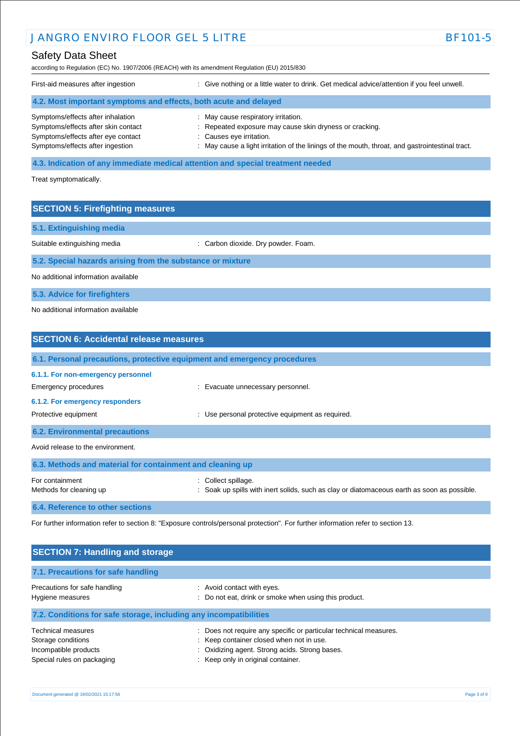First-aid measures after ingestion : Give nothing or a little water to drink. Get medical advice/attention if you feel unwell.

### 4.2. Most important symptoms and effects, both acute and delayed

Symptoms/effects after inhalation : May cause respiratory irritation.
Symptoms/effects after skin contact : Repeated exposure may cause skin dryness or cracking.
Symptoms/effects after eye contact : Causes eye irritation.
Symptoms/effects after ingestion : May cause a light irritation of the linings of the mouth, throat, and gastrointestinal tract.

### 4.3. Indication of any immediate medical attention and special treatment needed

Treat symptomatically.

## SECTION 5: Firefighting measures

### 5.1. Extinguishing media

Suitable extinguishing media : Carbon dioxide. Dry powder. Foam.

### 5.2. Special hazards arising from the substance or mixture

No additional information available

### 5.3. Advice for firefighters

No additional information available

## SECTION 6: Accidental release measures

### 6.1. Personal precautions, protective equipment and emergency procedures

#### 6.1.1. For non-emergency personnel

Emergency procedures : Evacuate unnecessary personnel.

#### 6.1.2. For emergency responders

Protective equipment : Use personal protective equipment as required.

### 6.2. Environmental precautions

Avoid release to the environment.

### 6.3. Methods and material for containment and cleaning up

For containment : Collect spillage.
Methods for cleaning up : Soak up spills with inert solids, such as clay or diatomaceous earth as soon as possible.

### 6.4. Reference to other sections

For further information refer to section 8: "Exposure controls/personal protection". For further information refer to section 13.

## SECTION 7: Handling and storage

### 7.1. Precautions for safe handling

Precautions for safe handling : Avoid contact with eyes.
Hygiene measures : Do not eat, drink or smoke when using this product.

### 7.2. Conditions for safe storage, including any incompatibilities

Technical measures : Does not require any specific or particular technical measures.
Storage conditions : Keep container closed when not in use.
Incompatible products : Oxidizing agent. Strong acids. Strong bases.
Special rules on packaging : Keep only in original container.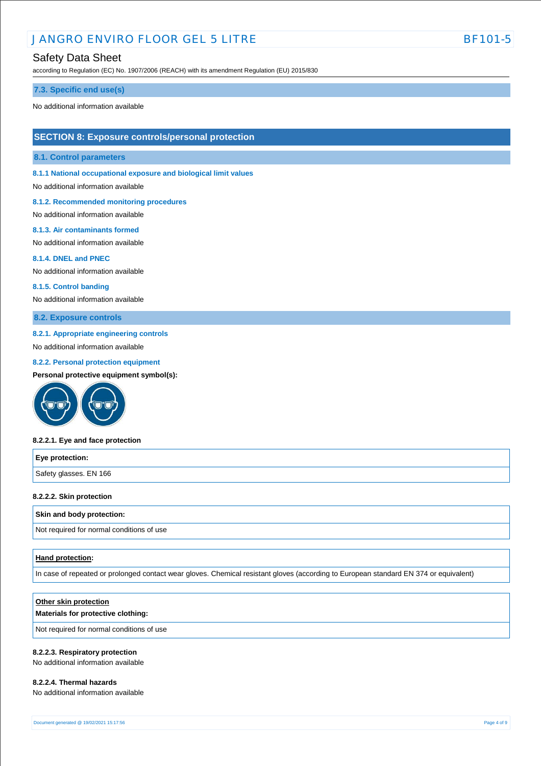### 7.3. Specific end use(s)

No additional information available

## SECTION 8: Exposure controls/personal protection

### 8.1. Control parameters

#### 8.1.1 National occupational exposure and biological limit values

No additional information available

#### 8.1.2. Recommended monitoring procedures

No additional information available

#### 8.1.3. Air contaminants formed

No additional information available

#### 8.1.4. DNEL and PNEC

No additional information available

#### 8.1.5. Control banding

No additional information available

### 8.2. Exposure controls

#### 8.2.1. Appropriate engineering controls

No additional information available

#### 8.2.2. Personal protection equipment

**Personal protective equipment symbol(s):**

**8.2.2.1. Eye and face protection**

| Eye protection: |
| --- |
| Safety glasses. EN 166 |

**8.2.2.2. Skin protection**

| Skin and body protection: |
| --- |
| Not required for normal conditions of use |

| Hand protection: |
| --- |
| In case of repeated or prolonged contact wear gloves. Chemical resistant gloves (according to European standard EN 374 or equivalent) |

| Other skin protection<br>Materials for protective clothing: |
| --- |
| Not required for normal conditions of use |

**8.2.2.3. Respiratory protection**

No additional information available

**8.2.2.4. Thermal hazards**

No additional information available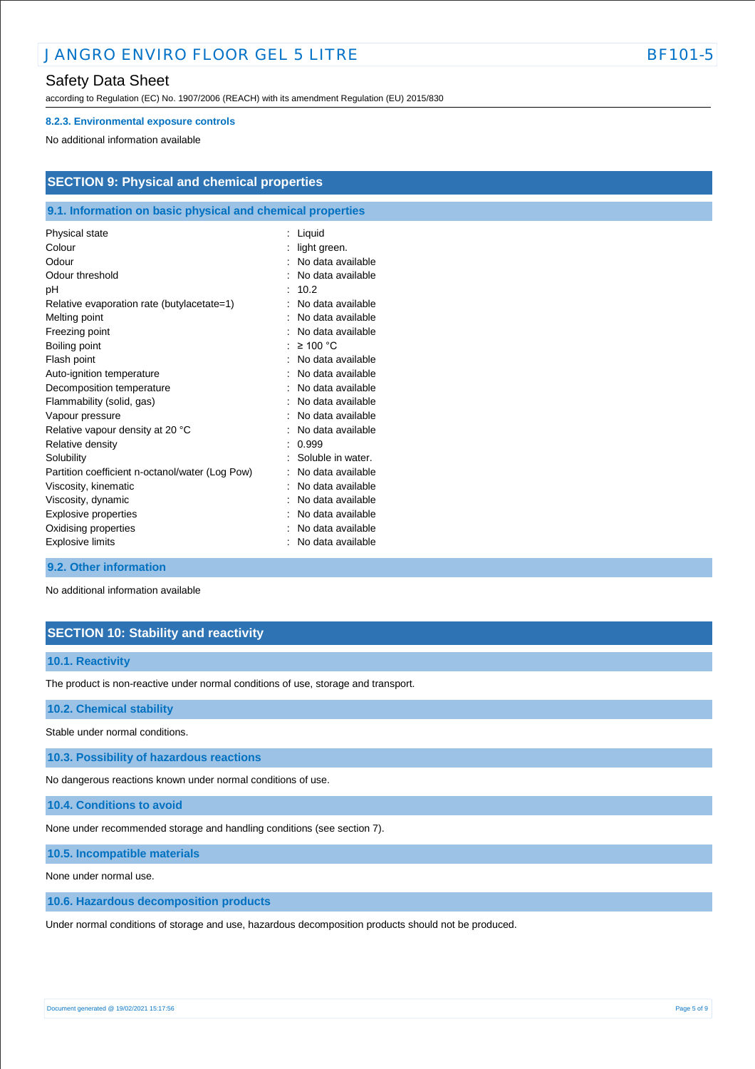#### 8.2.3. Environmental exposure controls

No additional information available

## SECTION 9: Physical and chemical properties

### 9.1. Information on basic physical and chemical properties

| | |
|---|---|
| Physical state | : Liquid |
| Colour | : light green. |
| Odour | : No data available |
| Odour threshold | : No data available |
| pH | : 10.2 |
| Relative evaporation rate (butylacetate=1) | : No data available |
| Melting point | : No data available |
| Freezing point | : No data available |
| Boiling point | : ≥ 100 °C |
| Flash point | : No data available |
| Auto-ignition temperature | : No data available |
| Decomposition temperature | : No data available |
| Flammability (solid, gas) | : No data available |
| Vapour pressure | : No data available |
| Relative vapour density at 20 °C | : No data available |
| Relative density | : 0.999 |
| Solubility | : Soluble in water. |
| Partition coefficient n-octanol/water (Log Pow) | : No data available |
| Viscosity, kinematic | : No data available |
| Viscosity, dynamic | : No data available |
| Explosive properties | : No data available |
| Oxidising properties | : No data available |
| Explosive limits | : No data available |

### 9.2. Other information

No additional information available

## SECTION 10: Stability and reactivity

### 10.1. Reactivity

The product is non-reactive under normal conditions of use, storage and transport.

### 10.2. Chemical stability

Stable under normal conditions.

### 10.3. Possibility of hazardous reactions

No dangerous reactions known under normal conditions of use.

### 10.4. Conditions to avoid

None under recommended storage and handling conditions (see section 7).

### 10.5. Incompatible materials

None under normal use.

### 10.6. Hazardous decomposition products

Under normal conditions of storage and use, hazardous decomposition products should not be produced.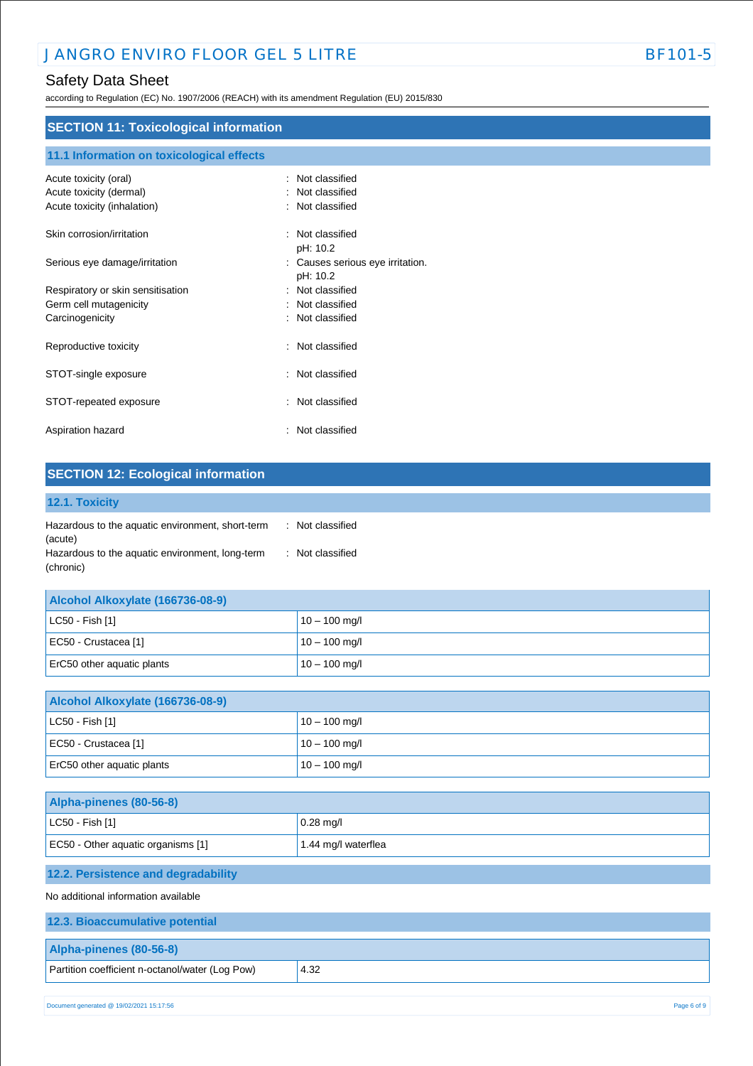## SECTION 11: Toxicological information

### 11.1 Information on toxicological effects

| | |
|---|---|
| Acute toxicity (oral) | : Not classified |
| Acute toxicity (dermal) | : Not classified |
| Acute toxicity (inhalation) | : Not classified |
| Skin corrosion/irritation | : Not classified<br>pH: 10.2 |
| Serious eye damage/irritation | : Causes serious eye irritation.<br>pH: 10.2 |
| Respiratory or skin sensitisation | : Not classified |
| Germ cell mutagenicity | : Not classified |
| Carcinogenicity | : Not classified |
| Reproductive toxicity | : Not classified |
| STOT-single exposure | : Not classified |
| STOT-repeated exposure | : Not classified |
| Aspiration hazard | : Not classified |

## SECTION 12: Ecological information

### 12.1. Toxicity

| | |
|---|---|
| Hazardous to the aquatic environment, short-term (acute) | : Not classified |
| Hazardous to the aquatic environment, long-term (chronic) | : Not classified |

| Alcohol Alkoxylate (166736-08-9) | |
|---|---|
| LC50 - Fish [1] | 10 – 100 mg/l |
| EC50 - Crustacea [1] | 10 – 100 mg/l |
| ErC50 other aquatic plants | 10 – 100 mg/l |

| Alcohol Alkoxylate (166736-08-9) | |
|---|---|
| LC50 - Fish [1] | 10 – 100 mg/l |
| EC50 - Crustacea [1] | 10 – 100 mg/l |
| ErC50 other aquatic plants | 10 – 100 mg/l |

| Alpha-pinenes (80-56-8) | |
|---|---|
| LC50 - Fish [1] | 0.28 mg/l |
| EC50 - Other aquatic organisms [1] | 1.44 mg/l waterflea |

### 12.2. Persistence and degradability

No additional information available

### 12.3. Bioaccumulative potential

| Alpha-pinenes (80-56-8) | |
|---|---|
| Partition coefficient n-octanol/water (Log Pow) | 4.32 |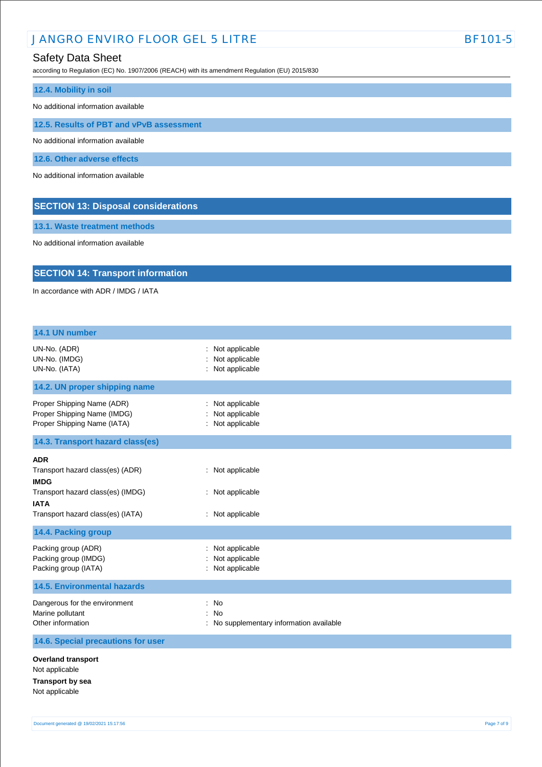### 12.4. Mobility in soil

No additional information available

### 12.5. Results of PBT and vPvB assessment

No additional information available

### 12.6. Other adverse effects

No additional information available

## SECTION 13: Disposal considerations

### 13.1. Waste treatment methods

No additional information available

## SECTION 14: Transport information

In accordance with ADR / IMDG / IATA

### 14.1 UN number

| | |
|---|---|
| UN-No. (ADR) | : Not applicable |
| UN-No. (IMDG) | : Not applicable |
| UN-No. (IATA) | : Not applicable |

### 14.2. UN proper shipping name

| | |
|---|---|
| Proper Shipping Name (ADR) | : Not applicable |
| Proper Shipping Name (IMDG) | : Not applicable |
| Proper Shipping Name (IATA) | : Not applicable |

### 14.3. Transport hazard class(es)

**ADR**

| | |
|---|---|
| Transport hazard class(es) (ADR) | : Not applicable |

**IMDG**

| | |
|---|---|
| Transport hazard class(es) (IMDG) | : Not applicable |

**IATA**

| | |
|---|---|
| Transport hazard class(es) (IATA) | : Not applicable |

### 14.4. Packing group

| | |
|---|---|
| Packing group (ADR) | : Not applicable |
| Packing group (IMDG) | : Not applicable |
| Packing group (IATA) | : Not applicable |

### 14.5. Environmental hazards

| | |
|---|---|
| Dangerous for the environment | : No |
| Marine pollutant | : No |
| Other information | : No supplementary information available |

### 14.6. Special precautions for user

**Overland transport**

Not applicable

**Transport by sea**

Not applicable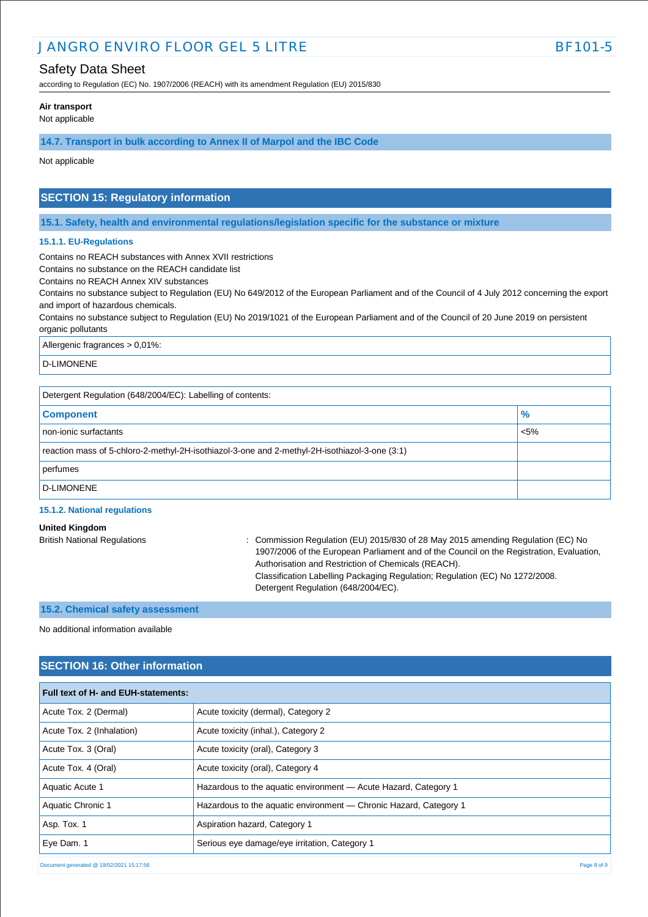**Air transport**

Not applicable

### 14.7. Transport in bulk according to Annex II of Marpol and the IBC Code

Not applicable

## SECTION 15: Regulatory information

### 15.1. Safety, health and environmental regulations/legislation specific for the substance or mixture

#### 15.1.1. EU-Regulations

Contains no REACH substances with Annex XVII restrictions
Contains no substance on the REACH candidate list
Contains no REACH Annex XIV substances
Contains no substance subject to Regulation (EU) No 649/2012 of the European Parliament and of the Council of 4 July 2012 concerning the export and import of hazardous chemicals.
Contains no substance subject to Regulation (EU) No 2019/1021 of the European Parliament and of the Council of 20 June 2019 on persistent organic pollutants

| Allergenic fragrances > 0,01%: |
|---|
| D-LIMONENE |

| Detergent Regulation (648/2004/EC): Labelling of contents: | |
|---|---|
| **Component** | **%** |
| non-ionic surfactants | <5% |
| reaction mass of 5-chloro-2-methyl-2H-isothiazol-3-one and 2-methyl-2H-isothiazol-3-one (3:1) | |
| perfumes | |
| D-LIMONENE | |

#### 15.1.2. National regulations

**United Kingdom**

British National Regulations : Commission Regulation (EU) 2015/830 of 28 May 2015 amending Regulation (EC) No 1907/2006 of the European Parliament and of the Council on the Registration, Evaluation, Authorisation and Restriction of Chemicals (REACH).
Classification Labelling Packaging Regulation; Regulation (EC) No 1272/2008.
Detergent Regulation (648/2004/EC).

### 15.2. Chemical safety assessment

No additional information available

## SECTION 16: Other information

| Full text of H- and EUH-statements: | |
|---|---|
| Acute Tox. 2 (Dermal) | Acute toxicity (dermal), Category 2 |
| Acute Tox. 2 (Inhalation) | Acute toxicity (inhal.), Category 2 |
| Acute Tox. 3 (Oral) | Acute toxicity (oral), Category 3 |
| Acute Tox. 4 (Oral) | Acute toxicity (oral), Category 4 |
| Aquatic Acute 1 | Hazardous to the aquatic environment — Acute Hazard, Category 1 |
| Aquatic Chronic 1 | Hazardous to the aquatic environment — Chronic Hazard, Category 1 |
| Asp. Tox. 1 | Aspiration hazard, Category 1 |
| Eye Dam. 1 | Serious eye damage/eye irritation, Category 1 |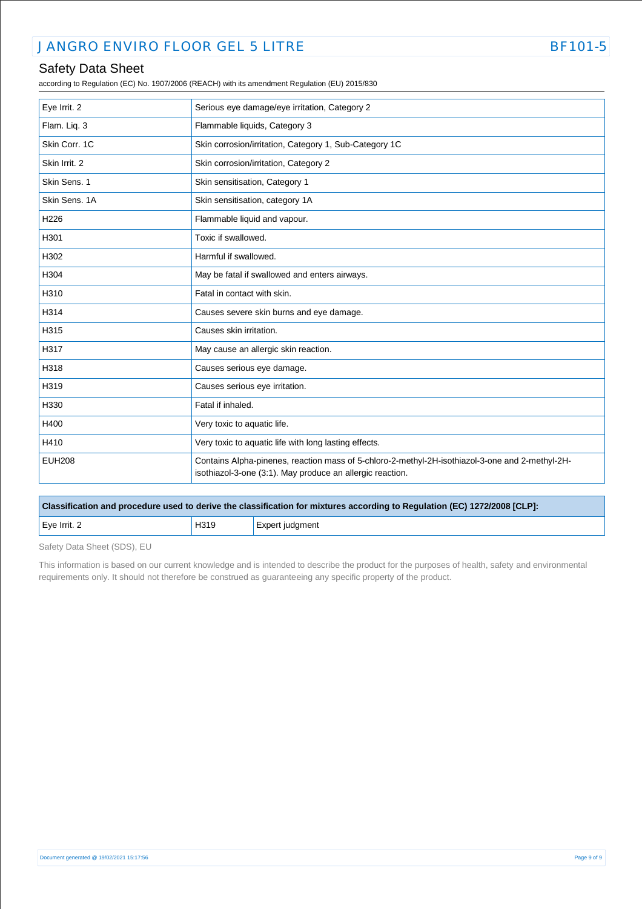## Safety Data Sheet

according to Regulation (EC) No. 1907/2006 (REACH) with its amendment Regulation (EU) 2015/830

| | |
|---|---|
| Eye Irrit. 2 | Serious eye damage/eye irritation, Category 2 |
| Flam. Liq. 3 | Flammable liquids, Category 3 |
| Skin Corr. 1C | Skin corrosion/irritation, Category 1, Sub-Category 1C |
| Skin Irrit. 2 | Skin corrosion/irritation, Category 2 |
| Skin Sens. 1 | Skin sensitisation, Category 1 |
| Skin Sens. 1A | Skin sensitisation, category 1A |
| H226 | Flammable liquid and vapour. |
| H301 | Toxic if swallowed. |
| H302 | Harmful if swallowed. |
| H304 | May be fatal if swallowed and enters airways. |
| H310 | Fatal in contact with skin. |
| H314 | Causes severe skin burns and eye damage. |
| H315 | Causes skin irritation. |
| H317 | May cause an allergic skin reaction. |
| H318 | Causes serious eye damage. |
| H319 | Causes serious eye irritation. |
| H330 | Fatal if inhaled. |
| H400 | Very toxic to aquatic life. |
| H410 | Very toxic to aquatic life with long lasting effects. |
| EUH208 | Contains Alpha-pinenes, reaction mass of 5-chloro-2-methyl-2H-isothiazol-3-one and 2-methyl-2H-isothiazol-3-one (3:1). May produce an allergic reaction. |

| **Classification and procedure used to derive the classification for mixtures according to Regulation (EC) 1272/2008 [CLP]:** | | |
|---|---|---|
| Eye Irrit. 2 | H319 | Expert judgment |

Safety Data Sheet (SDS), EU

This information is based on our current knowledge and is intended to describe the product for the purposes of health, safety and environmental requirements only. It should not therefore be construed as guaranteeing any specific property of the product.

Document generated @ 19/02/2021 15:17:56